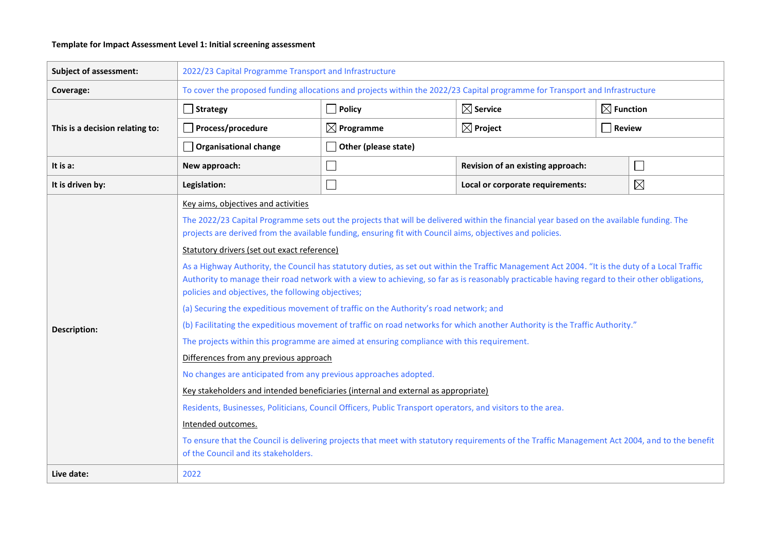**Template for Impact Assessment Level 1: Initial screening assessment**

| | | | | |
|---|---|---|---|---|
| **Subject of assessment:** | 2022/23 Capital Programme Transport and Infrastructure | | | |
| **Coverage:** | To cover the proposed funding allocations and projects within the 2022/23 Capital programme for Transport and Infrastructure | | | |
| **This is a decision relating to:** | ☐ **Strategy** | ☐ **Policy** | ☒ **Service** | ☒ **Function** |
| | ☐ **Process/procedure** | ☒ **Programme** | ☒ **Project** | ☐ **Review** |
| | ☐ **Organisational change** | ☐ **Other (please state)** | | |
| **It is a:** | **New approach:** | ☐ | **Revision of an existing approach:** | ☐ |
| **It is driven by:** | **Legislation:** | ☐ | **Local or corporate requirements:** | ☒ |
| **Description:** | Key aims, objectives and activities<br><br>The 2022/23 Capital Programme sets out the projects that will be delivered within the financial year based on the available funding. The projects are derived from the available funding, ensuring fit with Council aims, objectives and policies.<br><br>Statutory drivers (set out exact reference)<br><br>As a Highway Authority, the Council has statutory duties, as set out within the Traffic Management Act 2004. "It is the duty of a Local Traffic Authority to manage their road network with a view to achieving, so far as is reasonably practicable having regard to their other obligations, policies and objectives, the following objectives;<br><br>(a) Securing the expeditious movement of traffic on the Authority's road network; and<br><br>(b) Facilitating the expeditious movement of traffic on road networks for which another Authority is the Traffic Authority."<br><br>The projects within this programme are aimed at ensuring compliance with this requirement.<br><br>Differences from any previous approach<br><br>No changes are anticipated from any previous approaches adopted.<br><br>Key stakeholders and intended beneficiaries (internal and external as appropriate)<br><br>Residents, Businesses, Politicians, Council Officers, Public Transport operators, and visitors to the area.<br><br>Intended outcomes.<br><br>To ensure that the Council is delivering projects that meet with statutory requirements of the Traffic Management Act 2004, and to the benefit of the Council and its stakeholders. | | | |
| **Live date:** | 2022 | | | |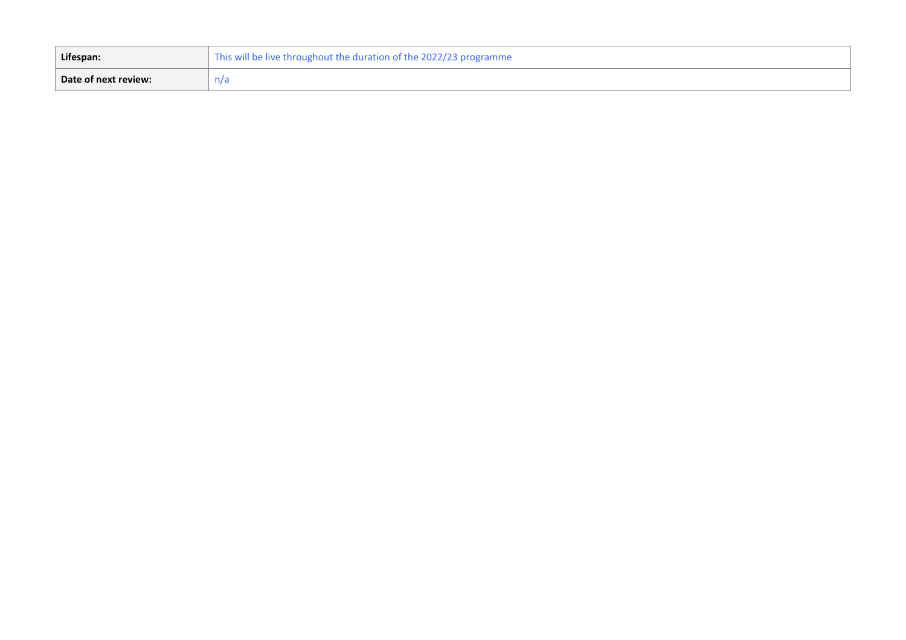| | |
|---|---|
| **Lifespan:** | This will be live throughout the duration of the 2022/23 programme |
| **Date of next review:** | n/a |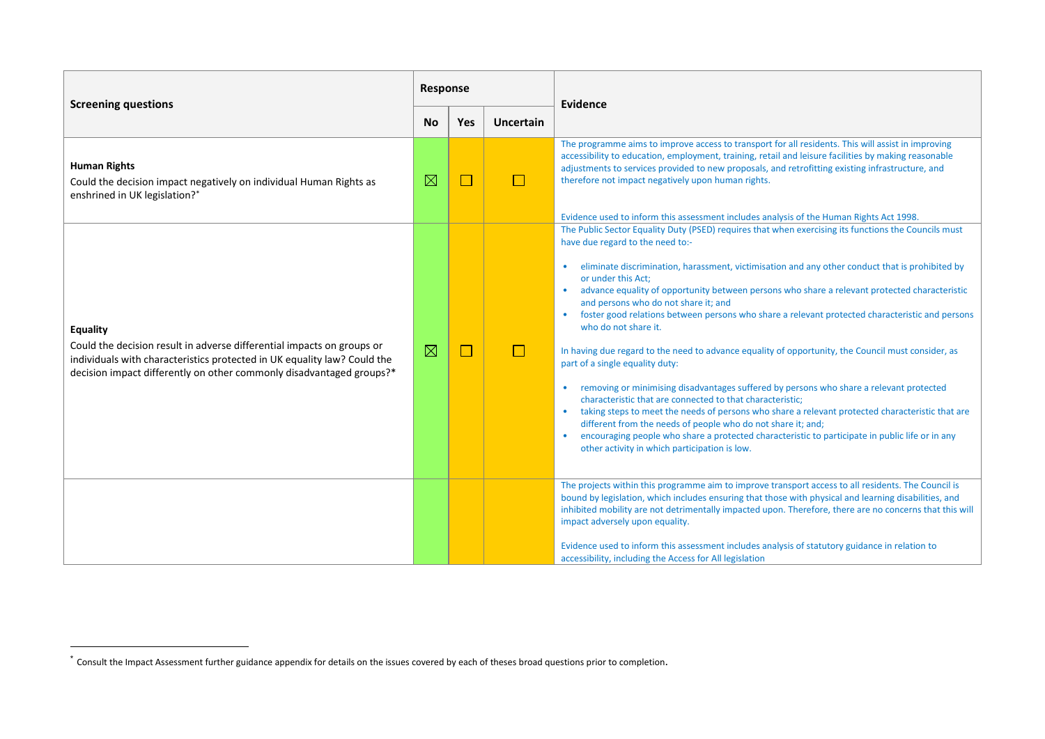| Screening questions | Response | | | Evidence |
|---|---|---|---|---|
| | No | Yes | Uncertain | |
| **Human Rights**<br>Could the decision impact negatively on individual Human Rights as enshrined in UK legislation?* | ☒ | ☐ | ☐ | The programme aims to improve access to transport for all residents. This will assist in improving accessibility to education, employment, training, retail and leisure facilities by making reasonable adjustments to services provided to new proposals, and retrofitting existing infrastructure, and therefore not impact negatively upon human rights.<br><br>Evidence used to inform this assessment includes analysis of the Human Rights Act 1998. |
| **Equality**<br>Could the decision result in adverse differential impacts on groups or individuals with characteristics protected in UK equality law? Could the decision impact differently on other commonly disadvantaged groups?* | ☒ | ☐ | ☐ | The Public Sector Equality Duty (PSED) requires that when exercising its functions the Councils must have due regard to the need to:-<br><br>• eliminate discrimination, harassment, victimisation and any other conduct that is prohibited by or under this Act;<br>• advance equality of opportunity between persons who share a relevant protected characteristic and persons who do not share it; and<br>• foster good relations between persons who share a relevant protected characteristic and persons who do not share it.<br><br>In having due regard to the need to advance equality of opportunity, the Council must consider, as part of a single equality duty:<br><br>• removing or minimising disadvantages suffered by persons who share a relevant protected characteristic that are connected to that characteristic;<br>• taking steps to meet the needs of persons who share a relevant protected characteristic that are different from the needs of people who do not share it; and;<br>• encouraging people who share a protected characteristic to participate in public life or in any other activity in which participation is low. |
| | | | | The projects within this programme aim to improve transport access to all residents. The Council is bound by legislation, which includes ensuring that those with physical and learning disabilities, and inhibited mobility are not detrimentally impacted upon. Therefore, there are no concerns that this will impact adversely upon equality.<br><br>Evidence used to inform this assessment includes analysis of statutory guidance in relation to accessibility, including the Access for All legislation |

* Consult the Impact Assessment further guidance appendix for details on the issues covered by each of theses broad questions prior to completion.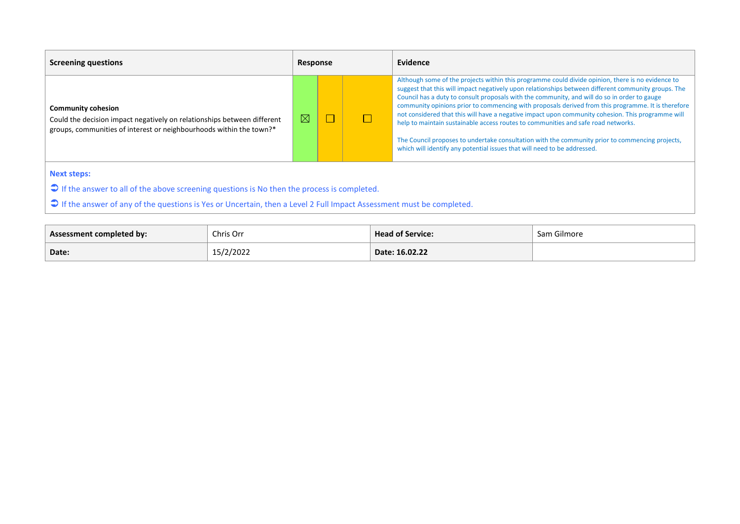| Screening questions | Response | | | Evidence |
|---|---|---|---|---|
| **Community cohesion**<br>Could the decision impact negatively on relationships between different groups, communities of interest or neighbourhoods within the town?* | ☒ | ☐ | ☐ | Although some of the projects within this programme could divide opinion, there is no evidence to suggest that this will impact negatively upon relationships between different community groups. The Council has a duty to consult proposals with the community, and will do so in order to gauge community opinions prior to commencing with proposals derived from this programme. It is therefore not considered that this will have a negative impact upon community cohesion. This programme will help to maintain sustainable access routes to communities and safe road networks.<br><br>The Council proposes to undertake consultation with the community prior to commencing projects, which will identify any potential issues that will need to be addressed. |

**Next steps:**

- If the answer to all of the above screening questions is No then the process is completed.
- If the answer of any of the questions is Yes or Uncertain, then a Level 2 Full Impact Assessment must be completed.

| | | | |
|---|---|---|---|
| **Assessment completed by:** | Chris Orr | **Head of Service:** | Sam Gilmore |
| **Date:** | 15/2/2022 | **Date: 16.02.22** | |